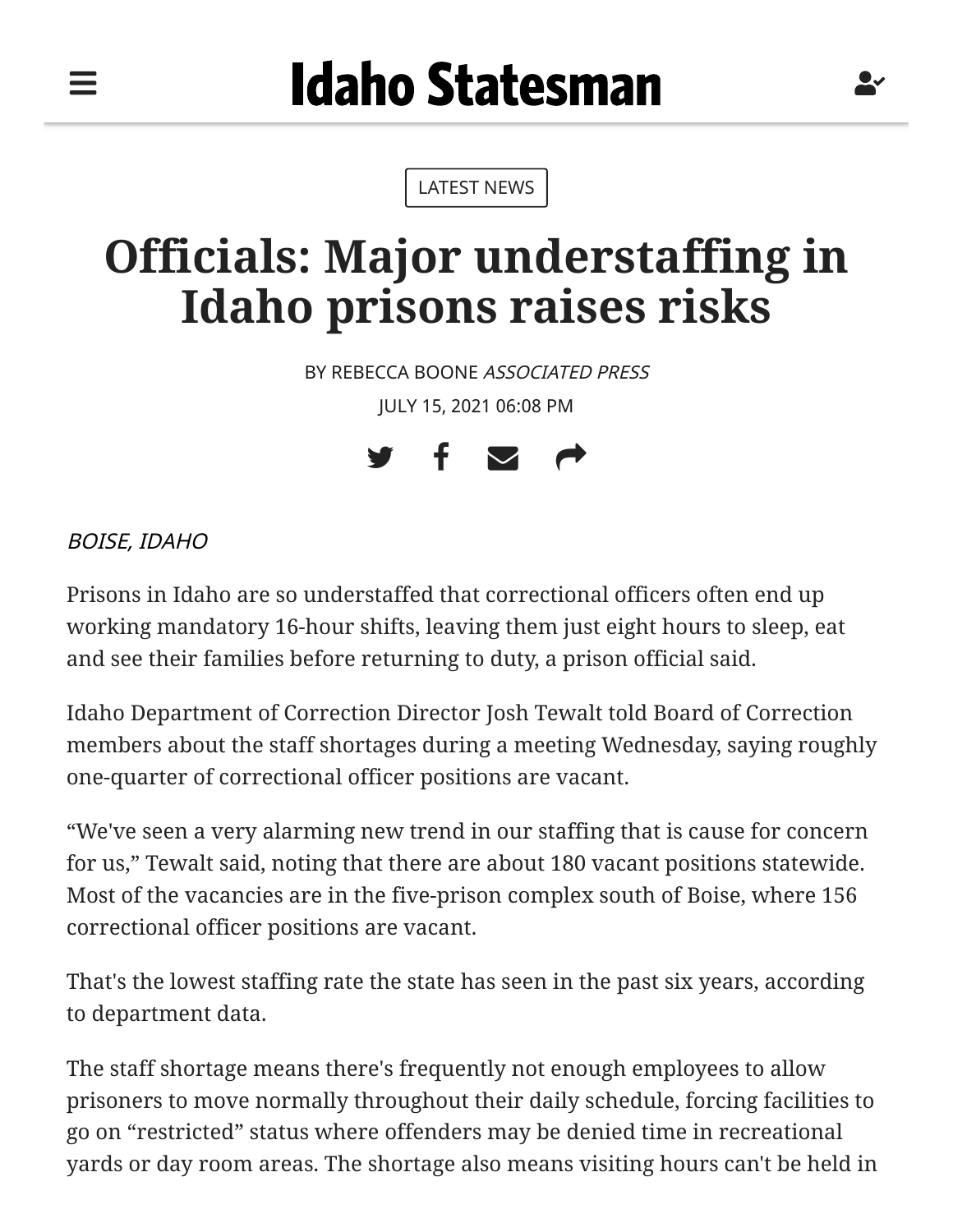LATEST NEWS

# Officials: Major understaffing in Idaho prisons raises risks

BY REBECCA BOONE *ASSOCIATED PRESS*

JULY 15, 2021 06:08 PM

*BOISE, IDAHO*

Prisons in Idaho are so understaffed that correctional officers often end up working mandatory 16-hour shifts, leaving them just eight hours to sleep, eat and see their families before returning to duty, a prison official said.

Idaho Department of Correction Director Josh Tewalt told Board of Correction members about the staff shortages during a meeting Wednesday, saying roughly one-quarter of correctional officer positions are vacant.

"We've seen a very alarming new trend in our staffing that is cause for concern for us," Tewalt said, noting that there are about 180 vacant positions statewide. Most of the vacancies are in the five-prison complex south of Boise, where 156 correctional officer positions are vacant.

That's the lowest staffing rate the state has seen in the past six years, according to department data.

The staff shortage means there's frequently not enough employees to allow prisoners to move normally throughout their daily schedule, forcing facilities to go on "restricted" status where offenders may be denied time in recreational yards or day room areas. The shortage also means visiting hours can't be held in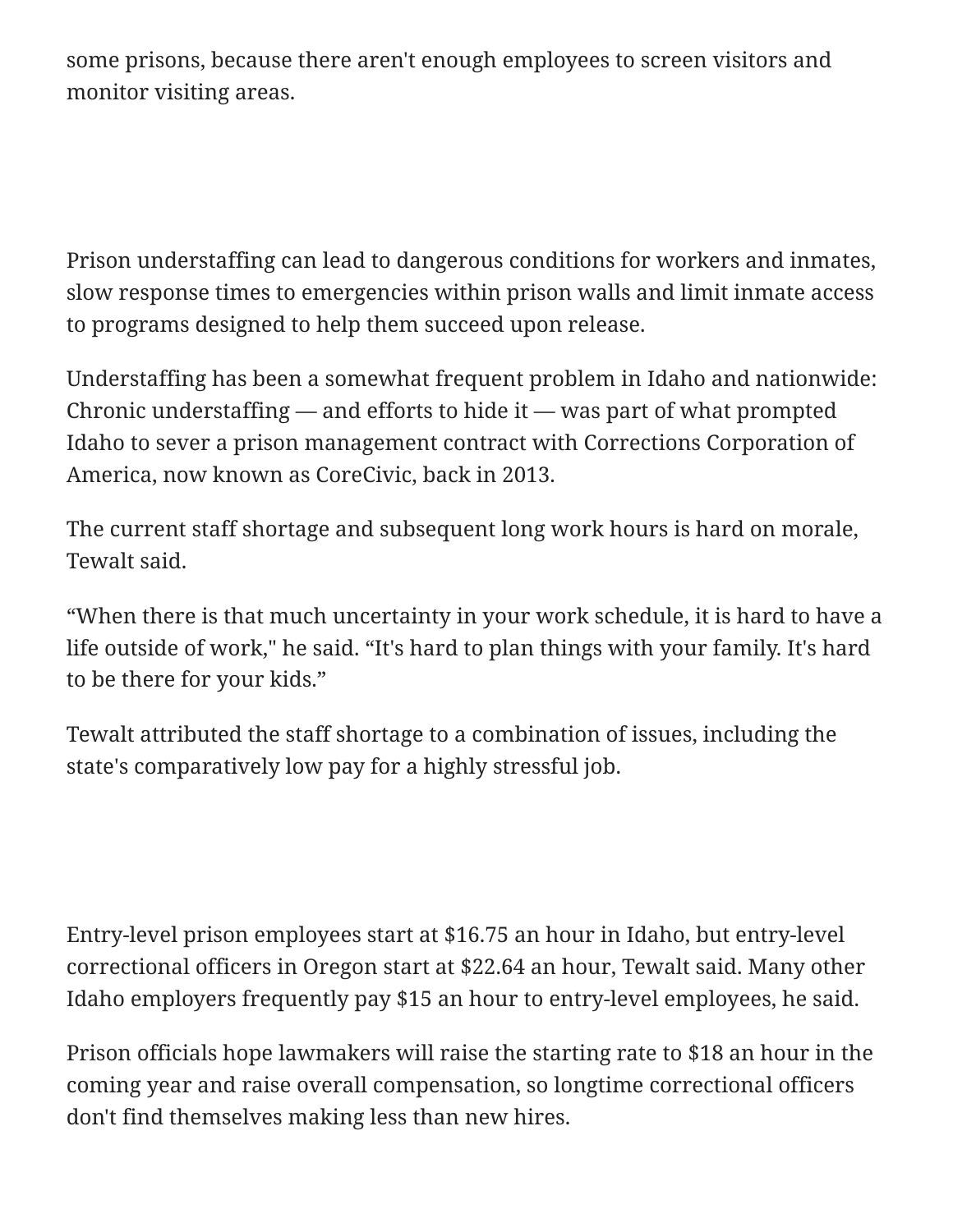some prisons, because there aren't enough employees to screen visitors and monitor visiting areas.

Prison understaffing can lead to dangerous conditions for workers and inmates, slow response times to emergencies within prison walls and limit inmate access to programs designed to help them succeed upon release.

Understaffing has been a somewhat frequent problem in Idaho and nationwide: Chronic understaffing — and efforts to hide it — was part of what prompted Idaho to sever a prison management contract with Corrections Corporation of America, now known as CoreCivic, back in 2013.

The current staff shortage and subsequent long work hours is hard on morale, Tewalt said.

“When there is that much uncertainty in your work schedule, it is hard to have a life outside of work," he said. “It's hard to plan things with your family. It's hard to be there for your kids.”

Tewalt attributed the staff shortage to a combination of issues, including the state's comparatively low pay for a highly stressful job.

Entry-level prison employees start at $16.75 an hour in Idaho, but entry-level correctional officers in Oregon start at $22.64 an hour, Tewalt said. Many other Idaho employers frequently pay $15 an hour to entry-level employees, he said.

Prison officials hope lawmakers will raise the starting rate to $18 an hour in the coming year and raise overall compensation, so longtime correctional officers don't find themselves making less than new hires.